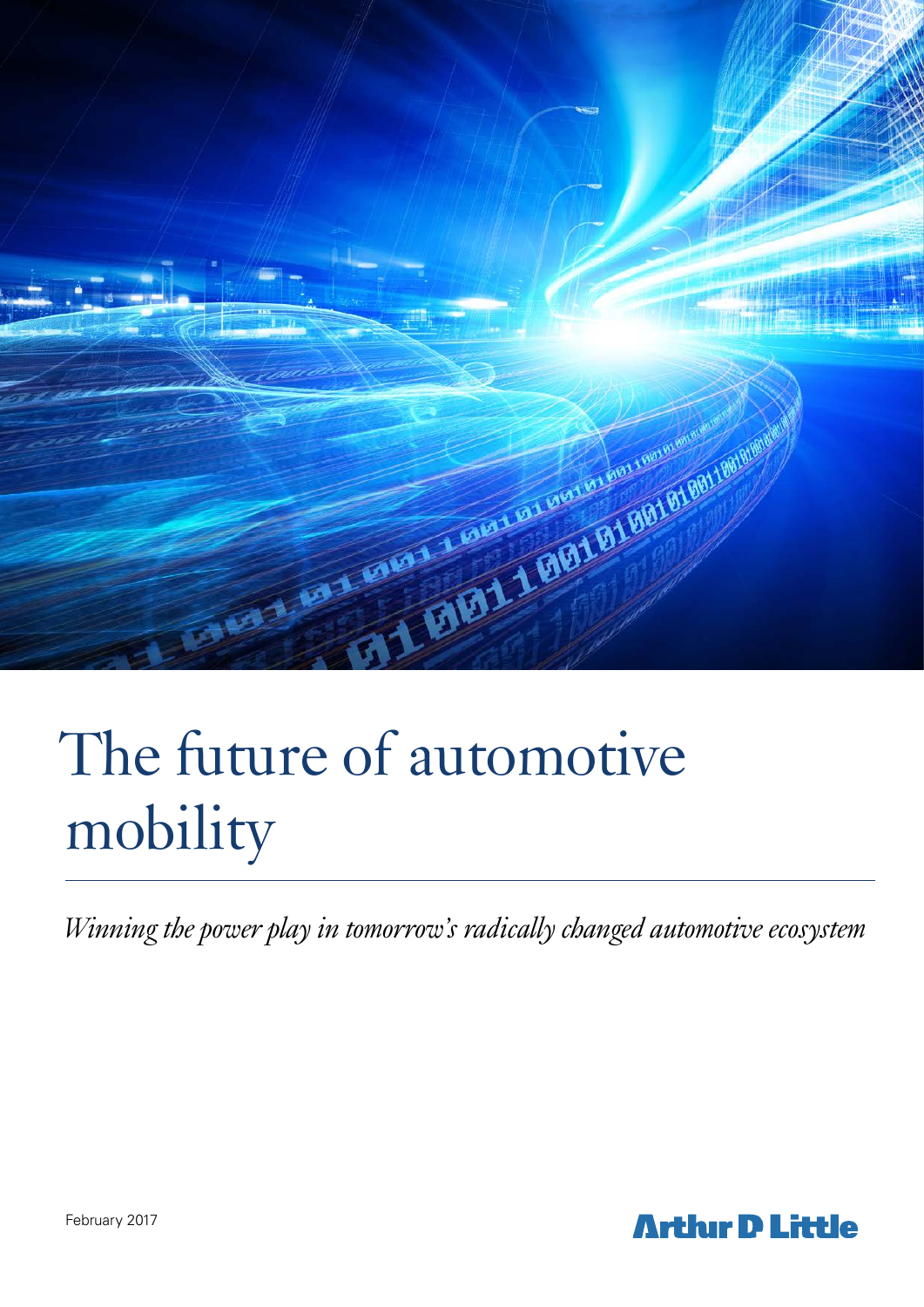# The future of automotive mobility

*Winning the power play in tomorrow's radically changed automotive ecosystem*

February 2017

Arthur D Little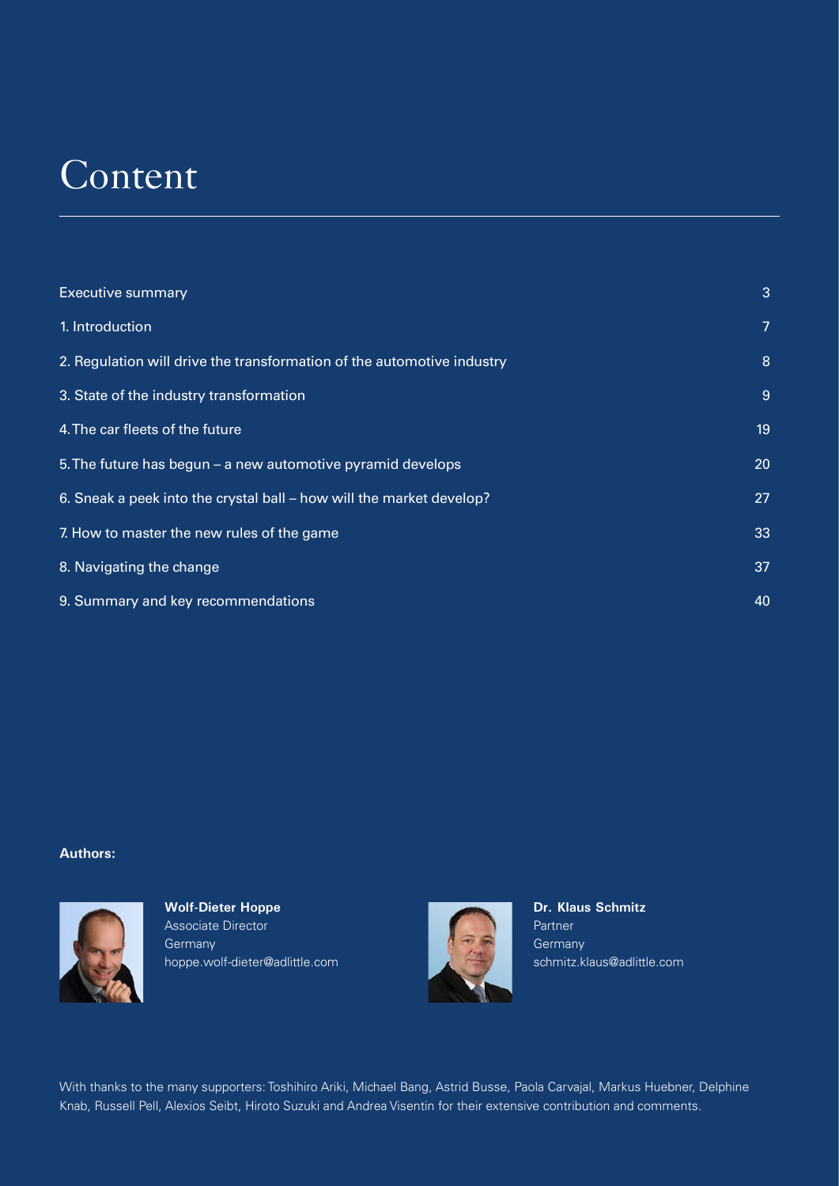# Content

| | |
|---|---|
| Executive summary | 3 |
| 1. Introduction | 7 |
| 2. Regulation will drive the transformation of the automotive industry | 8 |
| 3. State of the industry transformation | 9 |
| 4. The car fleets of the future | 19 |
| 5. The future has begun – a new automotive pyramid develops | 20 |
| 6. Sneak a peek into the crystal ball – how will the market develop? | 27 |
| 7. How to master the new rules of the game | 33 |
| 8. Navigating the change | 37 |
| 9. Summary and key recommendations | 40 |

**Authors:**

**Wolf-Dieter Hoppe**
Associate Director
Germany
hoppe.wolf-dieter@adlittle.com

**Dr. Klaus Schmitz**
Partner
Germany
schmitz.klaus@adlittle.com

With thanks to the many supporters: Toshihiro Ariki, Michael Bang, Astrid Busse, Paola Carvajal, Markus Huebner, Delphine Knab, Russell Pell, Alexios Seibt, Hiroto Suzuki and Andrea Visentin for their extensive contribution and comments.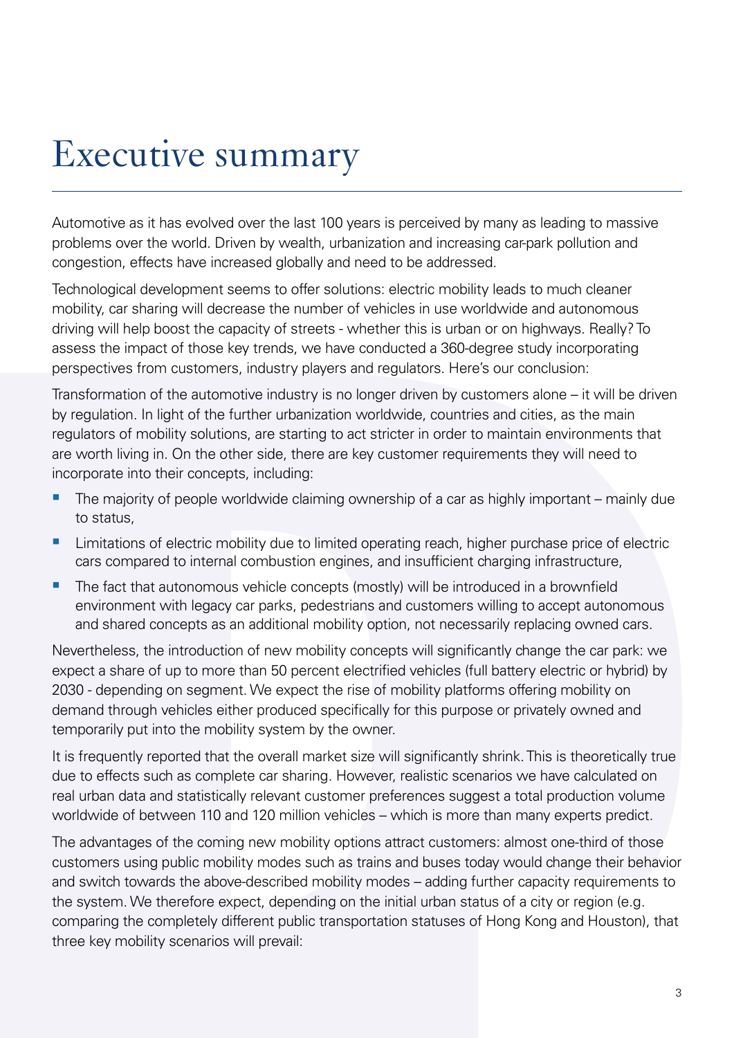# Executive summary

Automotive as it has evolved over the last 100 years is perceived by many as leading to massive problems over the world. Driven by wealth, urbanization and increasing car-park pollution and congestion, effects have increased globally and need to be addressed.

Technological development seems to offer solutions: electric mobility leads to much cleaner mobility, car sharing will decrease the number of vehicles in use worldwide and autonomous driving will help boost the capacity of streets - whether this is urban or on highways. Really? To assess the impact of those key trends, we have conducted a 360-degree study incorporating perspectives from customers, industry players and regulators. Here's our conclusion:

Transformation of the automotive industry is no longer driven by customers alone – it will be driven by regulation. In light of the further urbanization worldwide, countries and cities, as the main regulators of mobility solutions, are starting to act stricter in order to maintain environments that are worth living in. On the other side, there are key customer requirements they will need to incorporate into their concepts, including:

- The majority of people worldwide claiming ownership of a car as highly important – mainly due to status,
- Limitations of electric mobility due to limited operating reach, higher purchase price of electric cars compared to internal combustion engines, and insufficient charging infrastructure,
- The fact that autonomous vehicle concepts (mostly) will be introduced in a brownfield environment with legacy car parks, pedestrians and customers willing to accept autonomous and shared concepts as an additional mobility option, not necessarily replacing owned cars.

Nevertheless, the introduction of new mobility concepts will significantly change the car park: we expect a share of up to more than 50 percent electrified vehicles (full battery electric or hybrid) by 2030 - depending on segment. We expect the rise of mobility platforms offering mobility on demand through vehicles either produced specifically for this purpose or privately owned and temporarily put into the mobility system by the owner.

It is frequently reported that the overall market size will significantly shrink. This is theoretically true due to effects such as complete car sharing. However, realistic scenarios we have calculated on real urban data and statistically relevant customer preferences suggest a total production volume worldwide of between 110 and 120 million vehicles – which is more than many experts predict.

The advantages of the coming new mobility options attract customers: almost one-third of those customers using public mobility modes such as trains and buses today would change their behavior and switch towards the above-described mobility modes – adding further capacity requirements to the system. We therefore expect, depending on the initial urban status of a city or region (e.g. comparing the completely different public transportation statuses of Hong Kong and Houston), that three key mobility scenarios will prevail: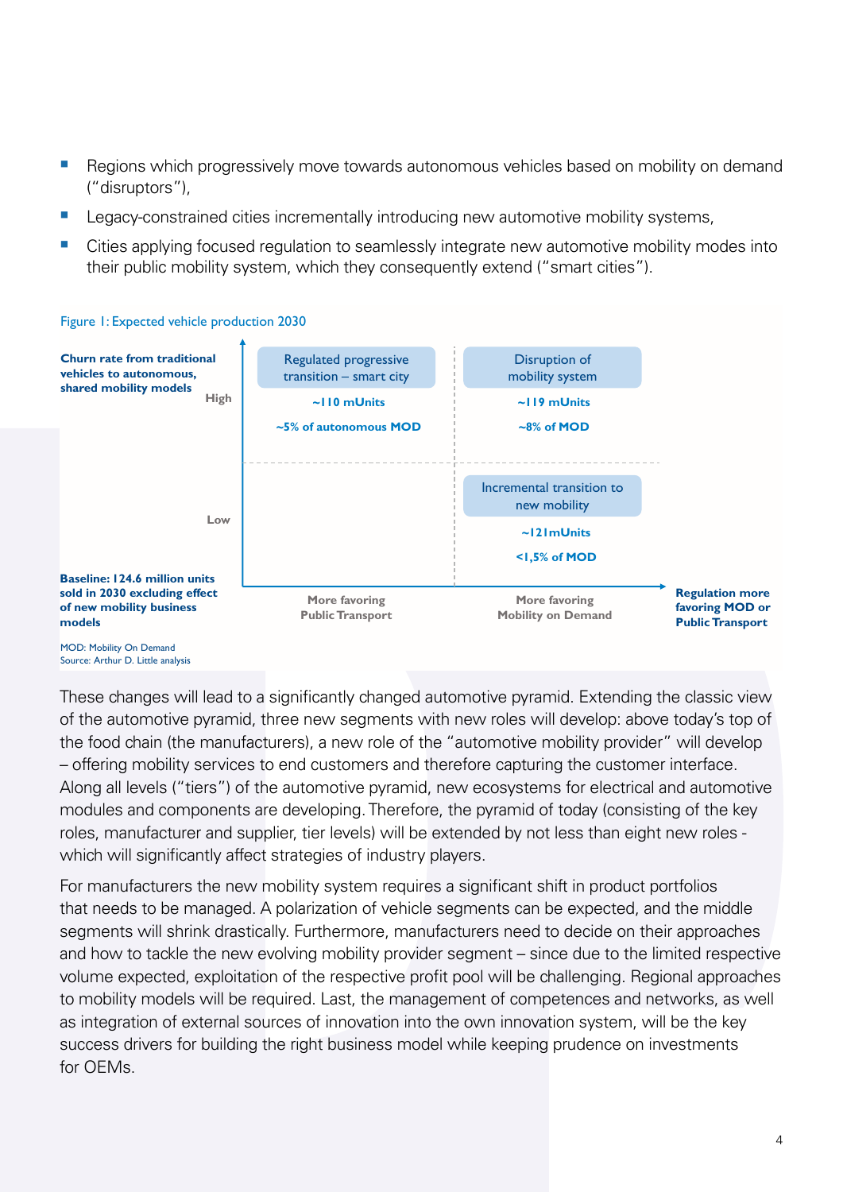- Regions which progressively move towards autonomous vehicles based on mobility on demand ("disruptors"),
- Legacy-constrained cities incrementally introducing new automotive mobility systems,
- Cities applying focused regulation to seamlessly integrate new automotive mobility modes into their public mobility system, which they consequently extend ("smart cities").

Figure 1: Expected vehicle production 2030

**Churn rate from traditional vehicles to autonomous, shared mobility models**

| | More favoring Public Transport | More favoring Mobility on Demand |
|---|---|---|
| **High** | Regulated progressive transition – smart city<br>**~110 mUnits**<br>**~5% of autonomous MOD** | Disruption of mobility system<br>**~119 mUnits**<br>**~8% of MOD** |
| **Low** | | Incremental transition to new mobility<br>**~121mUnits**<br>**<1,5% of MOD** |

**Baseline: 124.6 million units sold in 2030 excluding effect of new mobility business models**

**Regulation more favoring MOD or Public Transport**

MOD: Mobility On Demand
Source: Arthur D. Little analysis

These changes will lead to a significantly changed automotive pyramid. Extending the classic view of the automotive pyramid, three new segments with new roles will develop: above today's top of the food chain (the manufacturers), a new role of the "automotive mobility provider" will develop – offering mobility services to end customers and therefore capturing the customer interface. Along all levels ("tiers") of the automotive pyramid, new ecosystems for electrical and automotive modules and components are developing. Therefore, the pyramid of today (consisting of the key roles, manufacturer and supplier, tier levels) will be extended by not less than eight new roles - which will significantly affect strategies of industry players.

For manufacturers the new mobility system requires a significant shift in product portfolios that needs to be managed. A polarization of vehicle segments can be expected, and the middle segments will shrink drastically. Furthermore, manufacturers need to decide on their approaches and how to tackle the new evolving mobility provider segment – since due to the limited respective volume expected, exploitation of the respective profit pool will be challenging. Regional approaches to mobility models will be required. Last, the management of competences and networks, as well as integration of external sources of innovation into the own innovation system, will be the key success drivers for building the right business model while keeping prudence on investments for OEMs.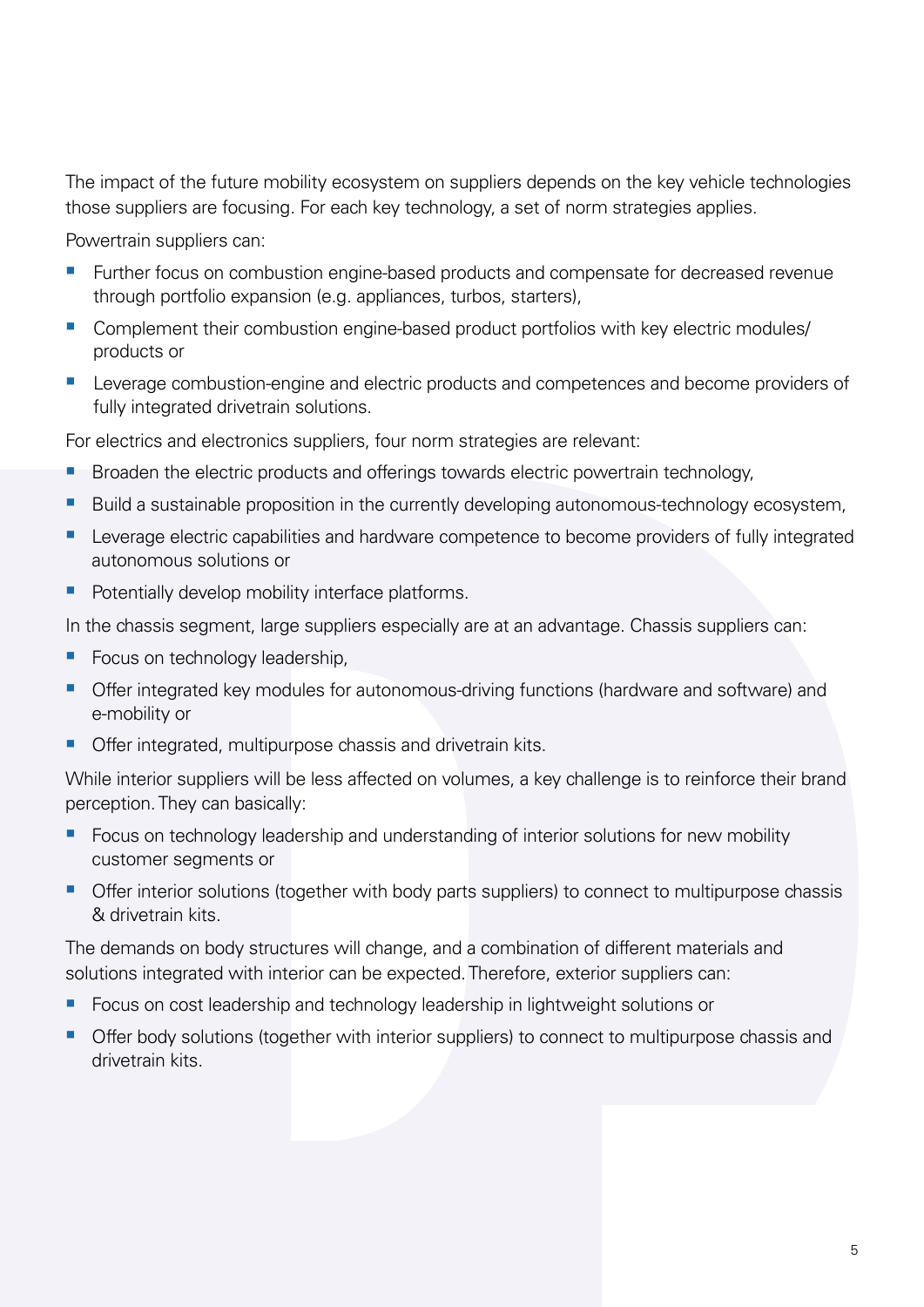The impact of the future mobility ecosystem on suppliers depends on the key vehicle technologies those suppliers are focusing. For each key technology, a set of norm strategies applies.

Powertrain suppliers can:

- Further focus on combustion engine-based products and compensate for decreased revenue through portfolio expansion (e.g. appliances, turbos, starters),
- Complement their combustion engine-based product portfolios with key electric modules/ products or
- Leverage combustion-engine and electric products and competences and become providers of fully integrated drivetrain solutions.

For electrics and electronics suppliers, four norm strategies are relevant:

- Broaden the electric products and offerings towards electric powertrain technology,
- Build a sustainable proposition in the currently developing autonomous-technology ecosystem,
- Leverage electric capabilities and hardware competence to become providers of fully integrated autonomous solutions or
- Potentially develop mobility interface platforms.

In the chassis segment, large suppliers especially are at an advantage. Chassis suppliers can:

- Focus on technology leadership,
- Offer integrated key modules for autonomous-driving functions (hardware and software) and e-mobility or
- Offer integrated, multipurpose chassis and drivetrain kits.

While interior suppliers will be less affected on volumes, a key challenge is to reinforce their brand perception. They can basically:

- Focus on technology leadership and understanding of interior solutions for new mobility customer segments or
- Offer interior solutions (together with body parts suppliers) to connect to multipurpose chassis & drivetrain kits.

The demands on body structures will change, and a combination of different materials and solutions integrated with interior can be expected. Therefore, exterior suppliers can:

- Focus on cost leadership and technology leadership in lightweight solutions or
- Offer body solutions (together with interior suppliers) to connect to multipurpose chassis and drivetrain kits.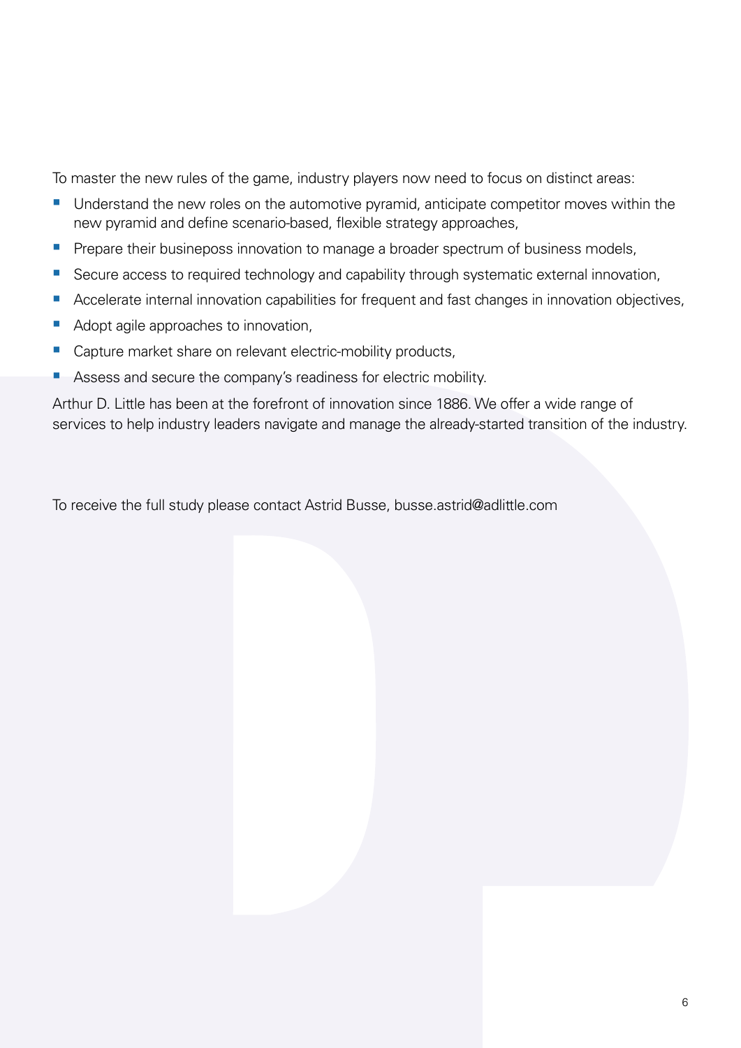To master the new rules of the game, industry players now need to focus on distinct areas:

- Understand the new roles on the automotive pyramid, anticipate competitor moves within the new pyramid and define scenario-based, flexible strategy approaches,
- Prepare their busineposs innovation to manage a broader spectrum of business models,
- Secure access to required technology and capability through systematic external innovation,
- Accelerate internal innovation capabilities for frequent and fast changes in innovation objectives,
- Adopt agile approaches to innovation,
- Capture market share on relevant electric-mobility products,
- Assess and secure the company's readiness for electric mobility.

Arthur D. Little has been at the forefront of innovation since 1886. We offer a wide range of services to help industry leaders navigate and manage the already-started transition of the industry.

To receive the full study please contact Astrid Busse, busse.astrid@adlittle.com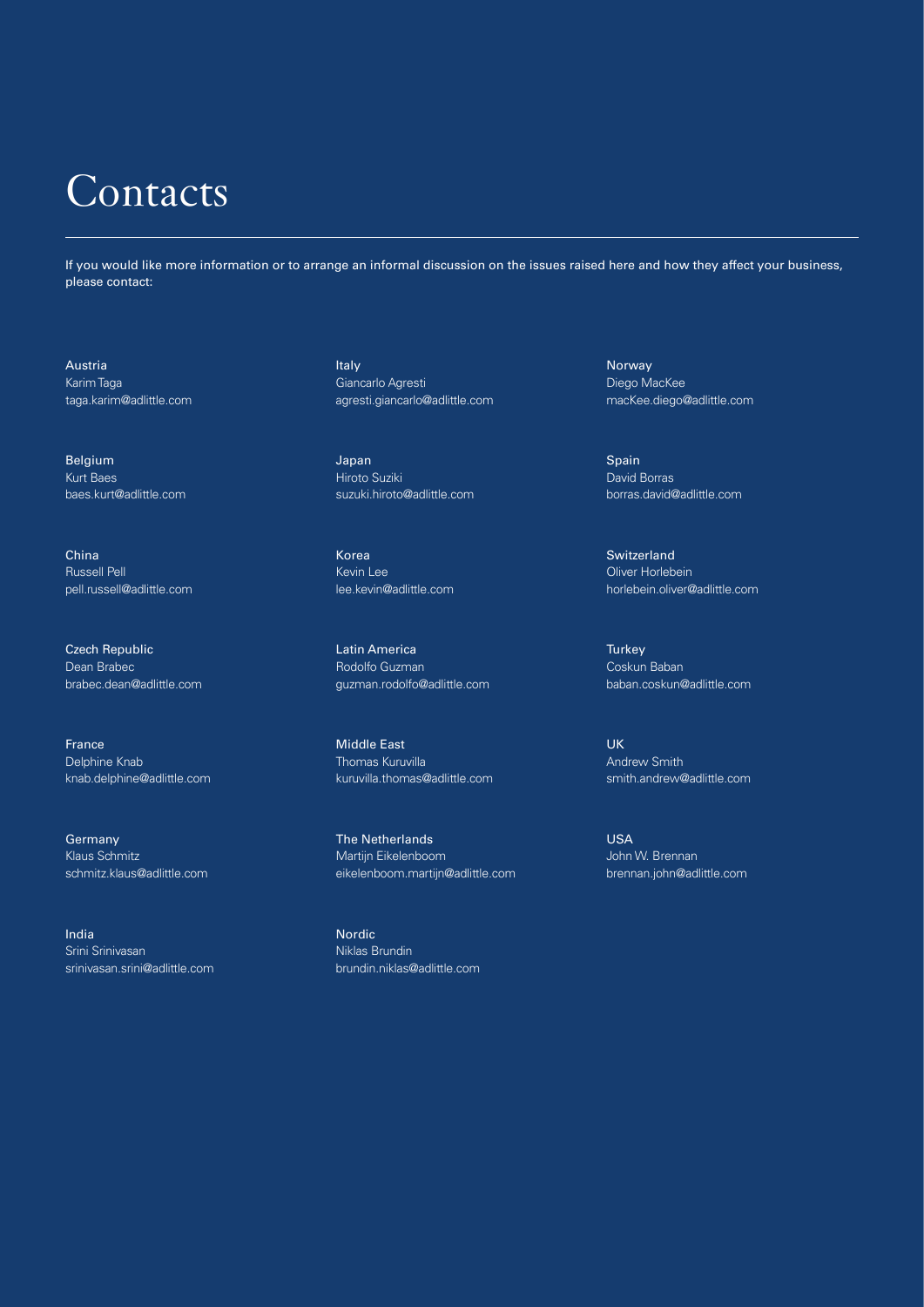# Contacts

If you would like more information or to arrange an informal discussion on the issues raised here and how they affect your business, please contact:

**Austria**
Karim Taga
taga.karim@adlittle.com

**Belgium**
Kurt Baes
baes.kurt@adlittle.com

**China**
Russell Pell
pell.russell@adlittle.com

**Czech Republic**
Dean Brabec
brabec.dean@adlittle.com

**France**
Delphine Knab
knab.delphine@adlittle.com

**Germany**
Klaus Schmitz
schmitz.klaus@adlittle.com

**India**
Srini Srinivasan
srinivasan.srini@adlittle.com

**Italy**
Giancarlo Agresti
agresti.giancarlo@adlittle.com

**Japan**
Hiroto Suziki
suzuki.hiroto@adlittle.com

**Korea**
Kevin Lee
lee.kevin@adlittle.com

**Latin America**
Rodolfo Guzman
guzman.rodolfo@adlittle.com

**Middle East**
Thomas Kuruvilla
kuruvilla.thomas@adlittle.com

**The Netherlands**
Martijn Eikelenboom
eikelenboom.martijn@adlittle.com

**Nordic**
Niklas Brundin
brundin.niklas@adlittle.com

**Norway**
Diego MacKee
macKee.diego@adlittle.com

**Spain**
David Borras
borras.david@adlittle.com

**Switzerland**
Oliver Horlebein
horlebein.oliver@adlittle.com

**Turkey**
Coskun Baban
baban.coskun@adlittle.com

**UK**
Andrew Smith
smith.andrew@adlittle.com

**USA**
John W. Brennan
brennan.john@adlittle.com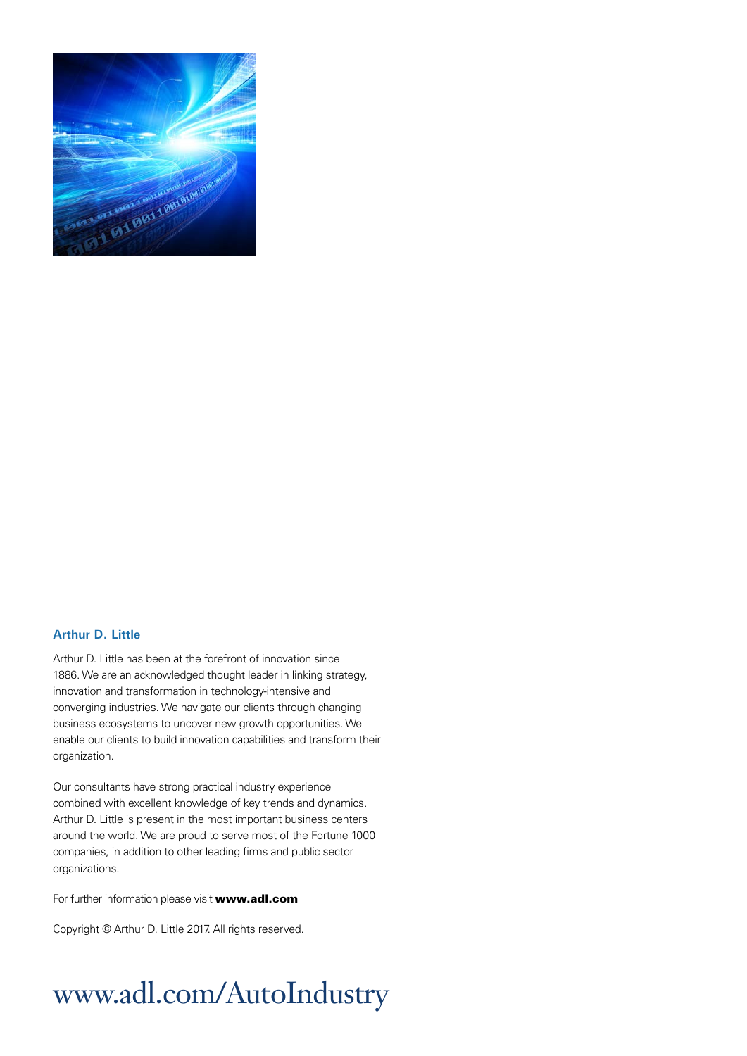## Arthur D. Little

Arthur D. Little has been at the forefront of innovation since 1886. We are an acknowledged thought leader in linking strategy, innovation and transformation in technology-intensive and converging industries. We navigate our clients through changing business ecosystems to uncover new growth opportunities. We enable our clients to build innovation capabilities and transform their organization.

Our consultants have strong practical industry experience combined with excellent knowledge of key trends and dynamics. Arthur D. Little is present in the most important business centers around the world. We are proud to serve most of the Fortune 1000 companies, in addition to other leading firms and public sector organizations.

For further information please visit **www.adl.com**

Copyright © Arthur D. Little 2017. All rights reserved.

# www.adl.com/AutoIndustry